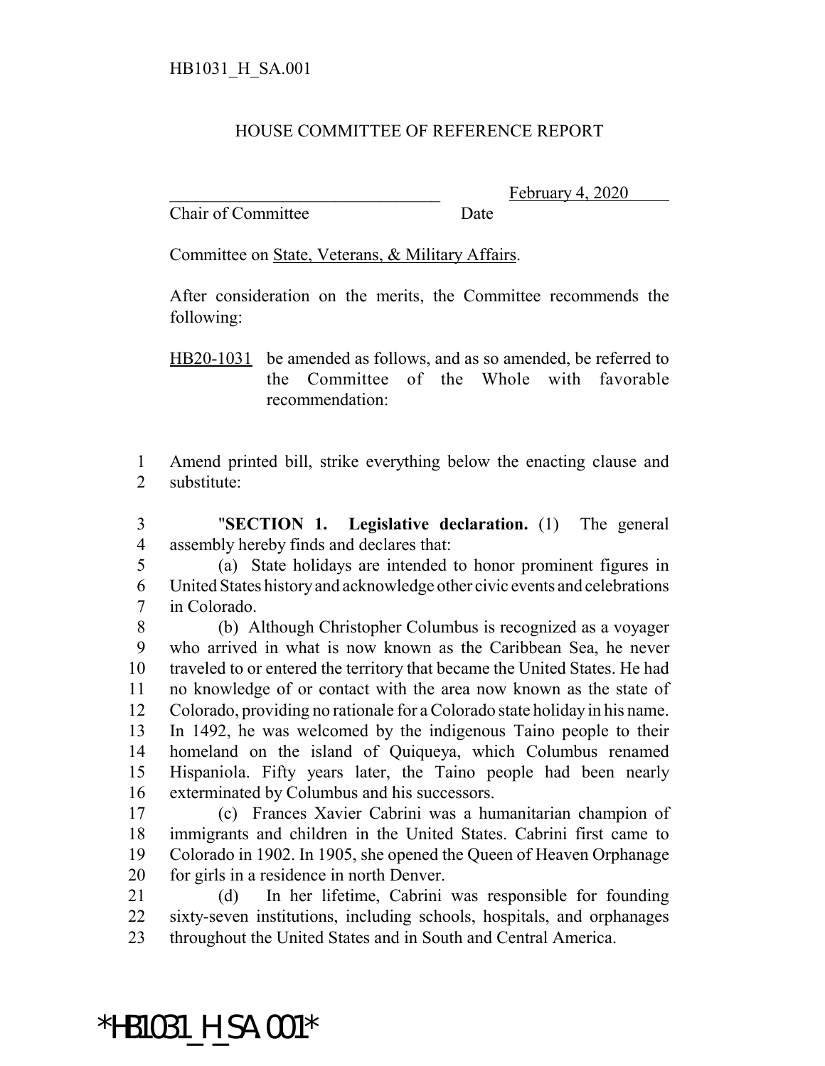HB1031_H_SA.001

HOUSE COMMITTEE OF REFERENCE REPORT

________________________________ February 4, 2020
Chair of Committee Date

Committee on State, Veterans, & Military Affairs.

After consideration on the merits, the Committee recommends the following:

HB20-1031 be amended as follows, and as so amended, be referred to the Committee of the Whole with favorable recommendation:

1 Amend printed bill, strike everything below the enacting clause and
2 substitute:

3 "**SECTION 1. Legislative declaration.** (1) The general
4 assembly hereby finds and declares that:
5 (a) State holidays are intended to honor prominent figures in
6 United States history and acknowledge other civic events and celebrations
7 in Colorado.
8 (b) Although Christopher Columbus is recognized as a voyager
9 who arrived in what is now known as the Caribbean Sea, he never
10 traveled to or entered the territory that became the United States. He had
11 no knowledge of or contact with the area now known as the state of
12 Colorado, providing no rationale for a Colorado state holiday in his name.
13 In 1492, he was welcomed by the indigenous Taino people to their
14 homeland on the island of Quiqueya, which Columbus renamed
15 Hispaniola. Fifty years later, the Taino people had been nearly
16 exterminated by Columbus and his successors.
17 (c) Frances Xavier Cabrini was a humanitarian champion of
18 immigrants and children in the United States. Cabrini first came to
19 Colorado in 1902. In 1905, she opened the Queen of Heaven Orphanage
20 for girls in a residence in north Denver.
21 (d) In her lifetime, Cabrini was responsible for founding
22 sixty-seven institutions, including schools, hospitals, and orphanages
23 throughout the United States and in South and Central America.

*HB1031_H_SA.001*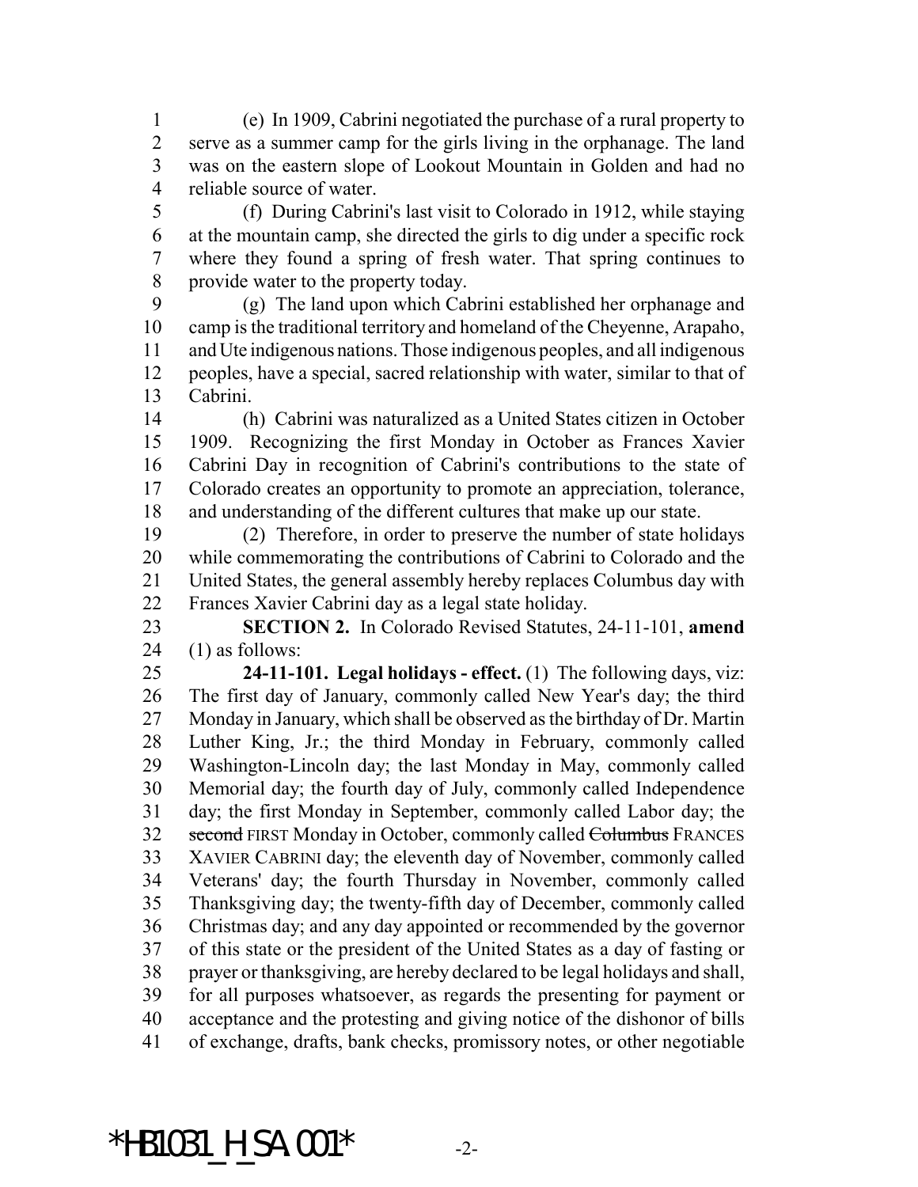(e) In 1909, Cabrini negotiated the purchase of a rural property to serve as a summer camp for the girls living in the orphanage. The land was on the eastern slope of Lookout Mountain in Golden and had no reliable source of water.

(f) During Cabrini's last visit to Colorado in 1912, while staying at the mountain camp, she directed the girls to dig under a specific rock where they found a spring of fresh water. That spring continues to provide water to the property today.

(g) The land upon which Cabrini established her orphanage and camp is the traditional territory and homeland of the Cheyenne, Arapaho, and Ute indigenous nations. Those indigenous peoples, and all indigenous peoples, have a special, sacred relationship with water, similar to that of Cabrini.

(h) Cabrini was naturalized as a United States citizen in October 1909. Recognizing the first Monday in October as Frances Xavier Cabrini Day in recognition of Cabrini's contributions to the state of Colorado creates an opportunity to promote an appreciation, tolerance, and understanding of the different cultures that make up our state.

(2) Therefore, in order to preserve the number of state holidays while commemorating the contributions of Cabrini to Colorado and the United States, the general assembly hereby replaces Columbus day with Frances Xavier Cabrini day as a legal state holiday.

**SECTION 2.** In Colorado Revised Statutes, 24-11-101, **amend** (1) as follows:

**24-11-101. Legal holidays - effect.** (1) The following days, viz: The first day of January, commonly called New Year's day; the third Monday in January, which shall be observed as the birthday of Dr. Martin Luther King, Jr.; the third Monday in February, commonly called Washington-Lincoln day; the last Monday in May, commonly called Memorial day; the fourth day of July, commonly called Independence day; the first Monday in September, commonly called Labor day; the ~~second~~ FIRST Monday in October, commonly called ~~Columbus~~ FRANCES XAVIER CABRINI day; the eleventh day of November, commonly called Veterans' day; the fourth Thursday in November, commonly called Thanksgiving day; the twenty-fifth day of December, commonly called Christmas day; and any day appointed or recommended by the governor of this state or the president of the United States as a day of fasting or prayer or thanksgiving, are hereby declared to be legal holidays and shall, for all purposes whatsoever, as regards the presenting for payment or acceptance and the protesting and giving notice of the dishonor of bills of exchange, drafts, bank checks, promissory notes, or other negotiable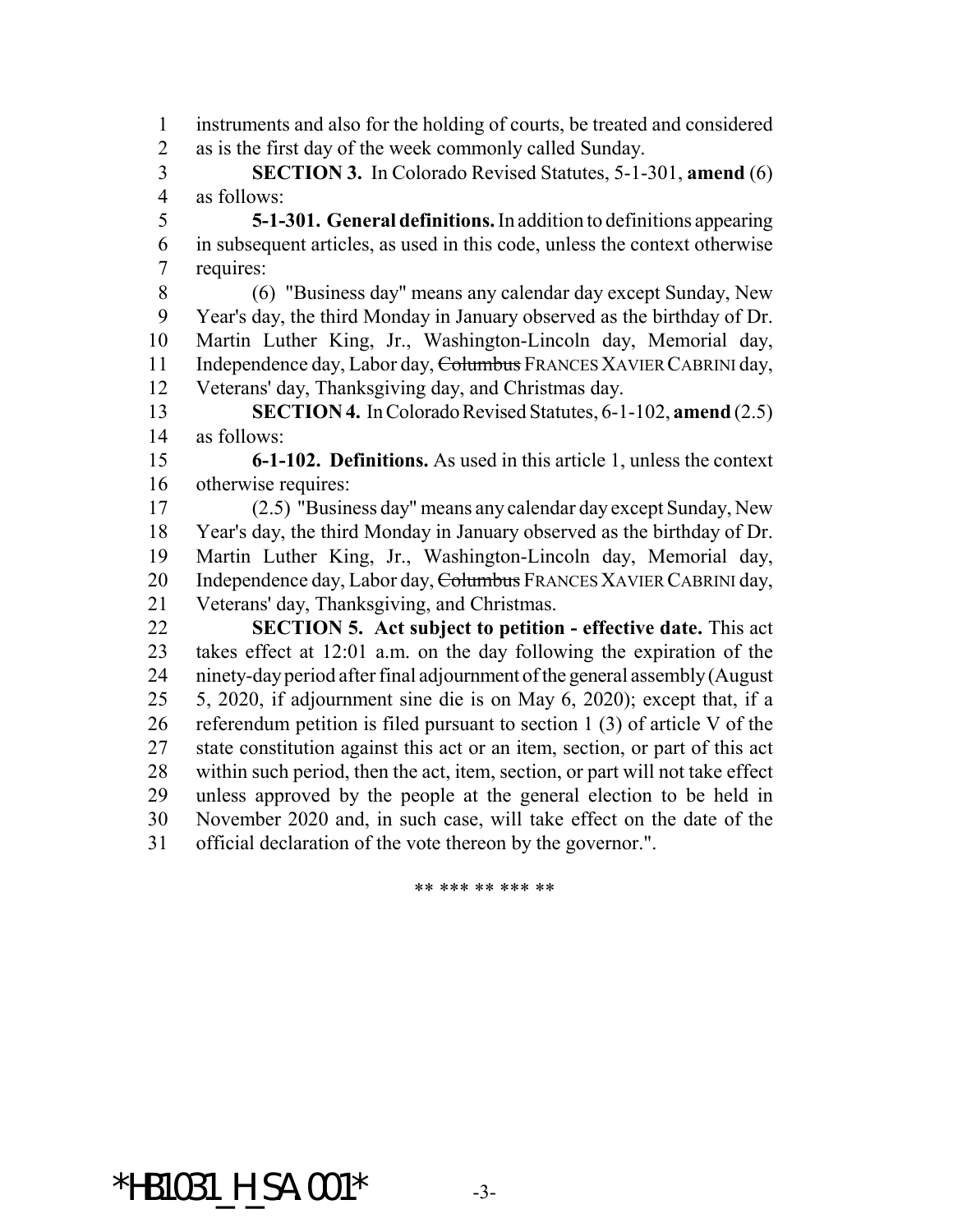instruments and also for the holding of courts, be treated and considered as is the first day of the week commonly called Sunday.

**SECTION 3.** In Colorado Revised Statutes, 5-1-301, **amend** (6) as follows:

**5-1-301. General definitions.** In addition to definitions appearing in subsequent articles, as used in this code, unless the context otherwise requires:

(6) "Business day" means any calendar day except Sunday, New Year's day, the third Monday in January observed as the birthday of Dr. Martin Luther King, Jr., Washington-Lincoln day, Memorial day, Independence day, Labor day, ~~Columbus~~ FRANCES XAVIER CABRINI day, Veterans' day, Thanksgiving day, and Christmas day.

**SECTION 4.** In Colorado Revised Statutes, 6-1-102, **amend** (2.5) as follows:

**6-1-102. Definitions.** As used in this article 1, unless the context otherwise requires:

(2.5) "Business day" means any calendar day except Sunday, New Year's day, the third Monday in January observed as the birthday of Dr. Martin Luther King, Jr., Washington-Lincoln day, Memorial day, Independence day, Labor day, ~~Columbus~~ FRANCES XAVIER CABRINI day, Veterans' day, Thanksgiving, and Christmas.

**SECTION 5. Act subject to petition - effective date.** This act takes effect at 12:01 a.m. on the day following the expiration of the ninety-day period after final adjournment of the general assembly (August 5, 2020, if adjournment sine die is on May 6, 2020); except that, if a referendum petition is filed pursuant to section 1 (3) of article V of the state constitution against this act or an item, section, or part of this act within such period, then the act, item, section, or part will not take effect unless approved by the people at the general election to be held in November 2020 and, in such case, will take effect on the date of the official declaration of the vote thereon by the governor.".

** *** ** *** **

*HB1031_H_SA.001*